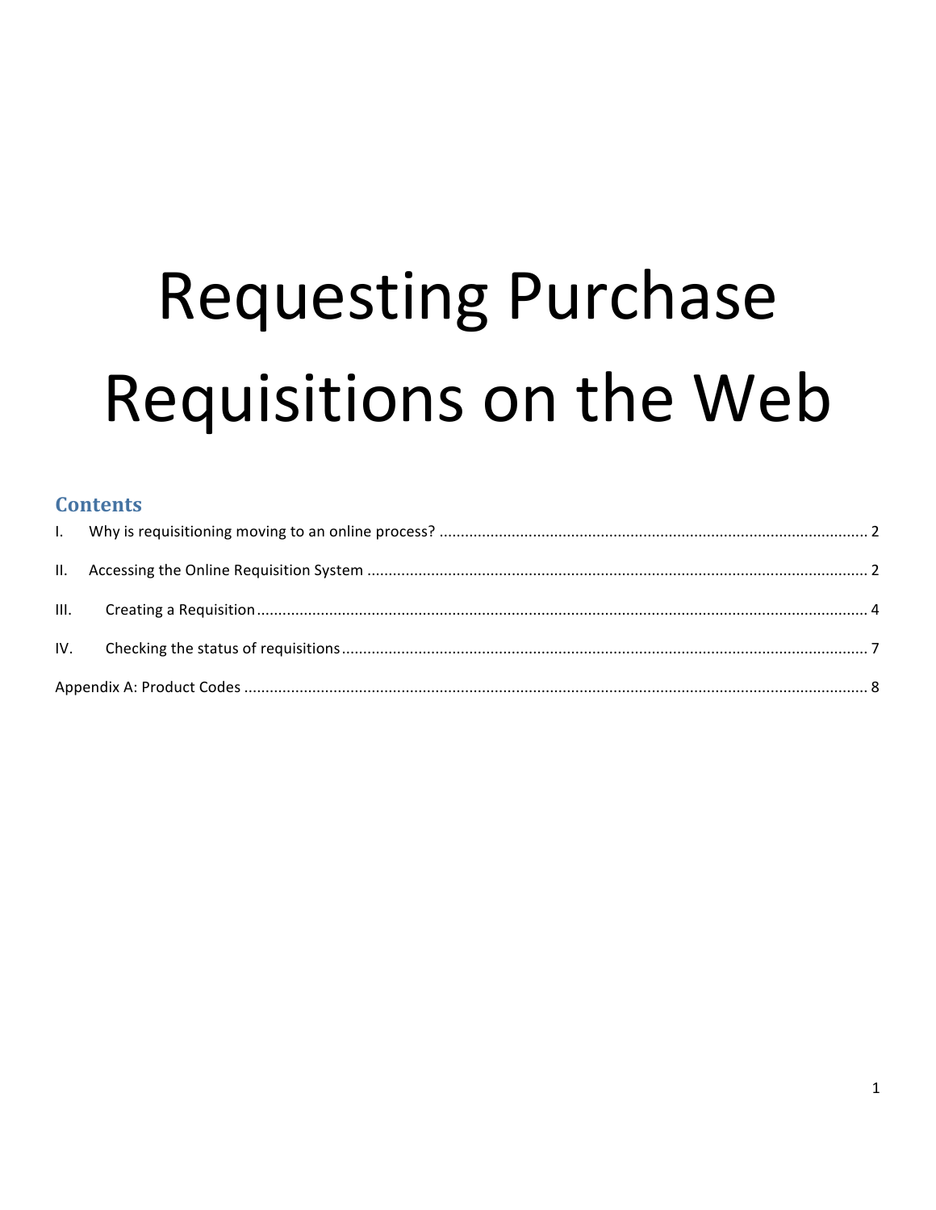# Requesting Purchase Requisitions on the Web

## Contents

I. Why is requisitioning moving to an online process? .......... 2

II. Accessing the Online Requisition System .......... 2

III. Creating a Requisition .......... 4

IV. Checking the status of requisitions .......... 7

Appendix A: Product Codes .......... 8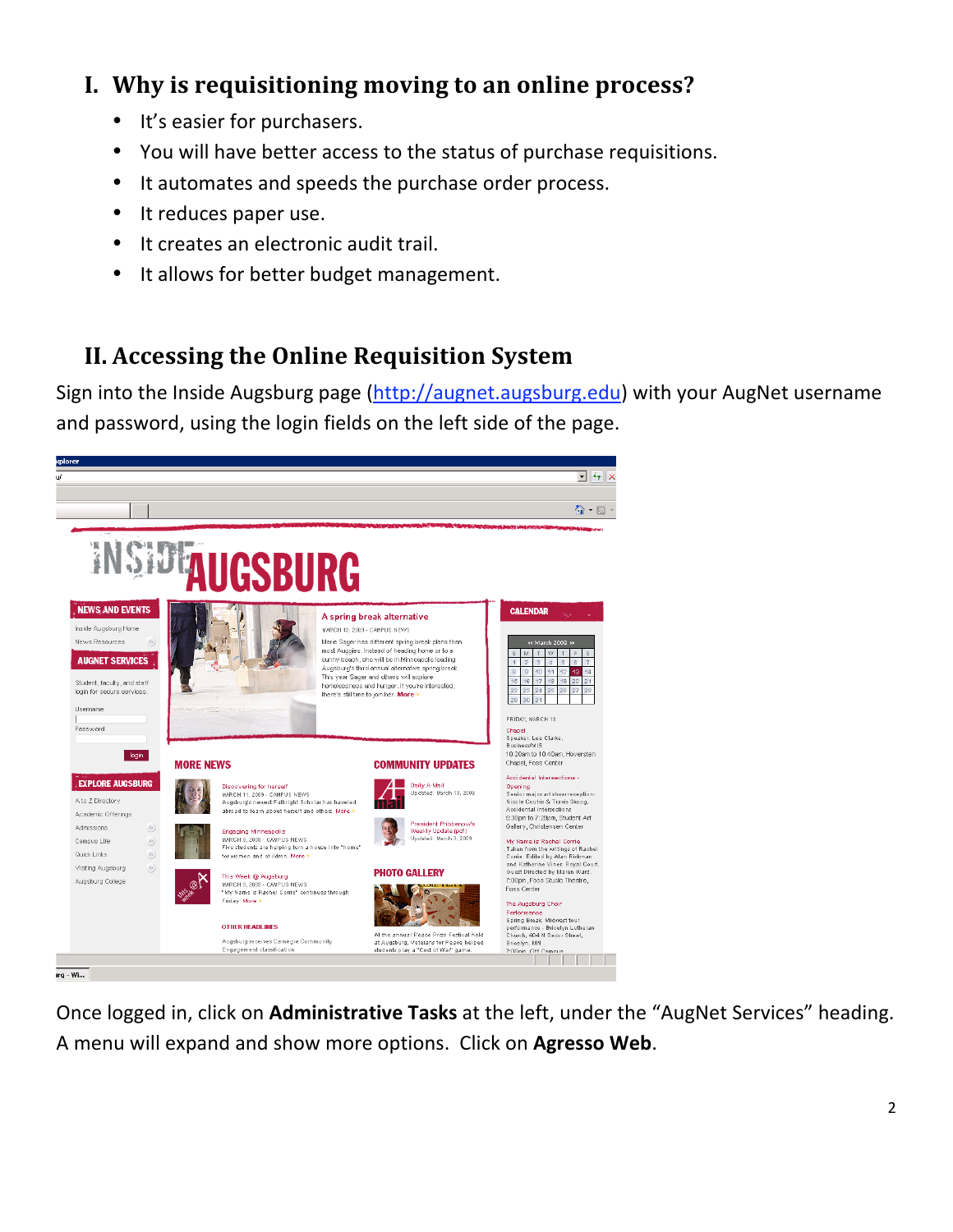## I. Why is requisitioning moving to an online process?

- It's easier for purchasers.
- You will have better access to the status of purchase requisitions.
- It automates and speeds the purchase order process.
- It reduces paper use.
- It creates an electronic audit trail.
- It allows for better budget management.

## II. Accessing the Online Requisition System

Sign into the Inside Augsburg page (http://augnet.augsburg.edu) with your AugNet username and password, using the login fields on the left side of the page.

Once logged in, click on **Administrative Tasks** at the left, under the "AugNet Services" heading. A menu will expand and show more options. Click on **Agresso Web**.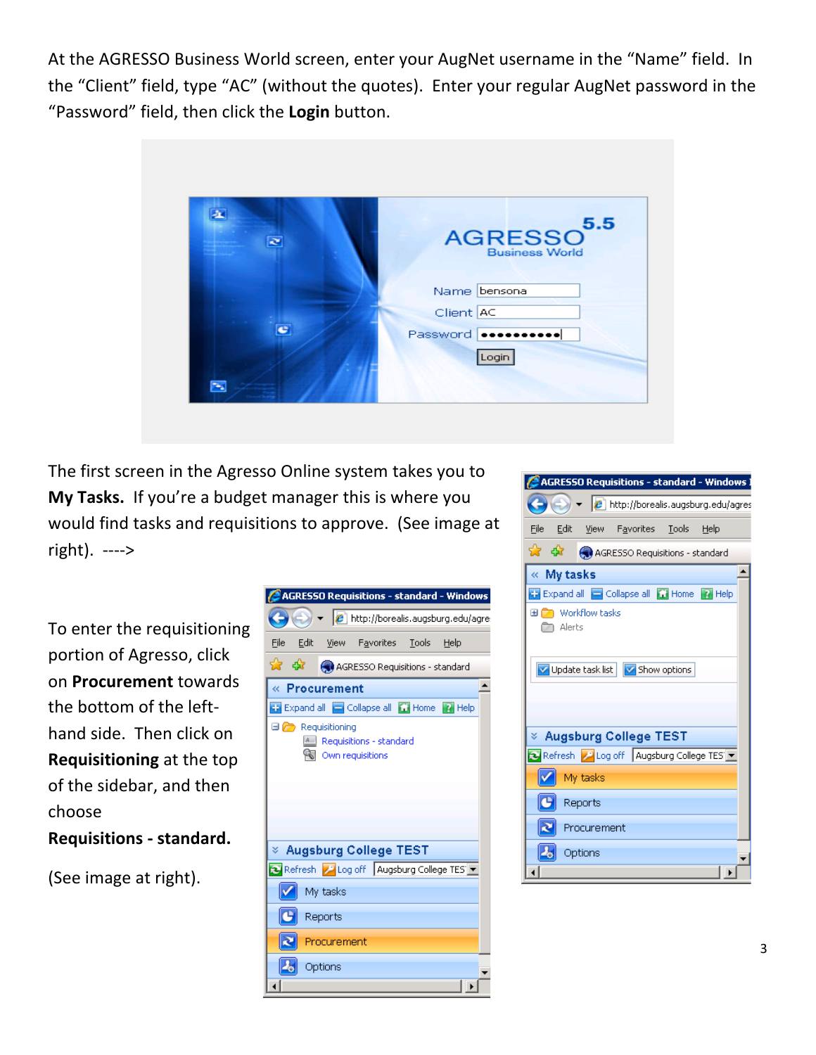At the AGRESSO Business World screen, enter your AugNet username in the “Name” field. In the “Client” field, type “AC” (without the quotes). Enter your regular AugNet password in the “Password” field, then click the **Login** button.

The first screen in the Agresso Online system takes you to **My Tasks.** If you’re a budget manager this is where you would find tasks and requisitions to approve. (See image at right). ---->

To enter the requisitioning portion of Agresso, click on **Procurement** towards the bottom of the left-hand side. Then click on **Requisitioning** at the top of the sidebar, and then choose **Requisitions - standard.**

(See image at right).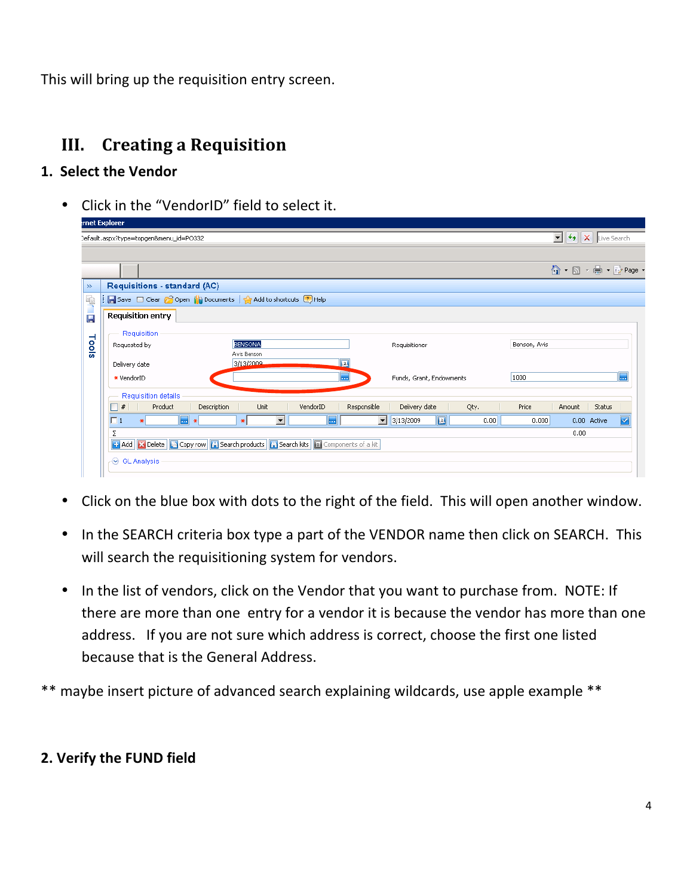This will bring up the requisition entry screen.

## III. Creating a Requisition

### 1. Select the Vendor

- Click in the "VendorID" field to select it.

- Click on the blue box with dots to the right of the field. This will open another window.
- In the SEARCH criteria box type a part of the VENDOR name then click on SEARCH. This will search the requisitioning system for vendors.
- In the list of vendors, click on the Vendor that you want to purchase from. NOTE: If there are more than one entry for a vendor it is because the vendor has more than one address. If you are not sure which address is correct, choose the first one listed because that is the General Address.

** maybe insert picture of advanced search explaining wildcards, use apple example **

### 2. Verify the FUND field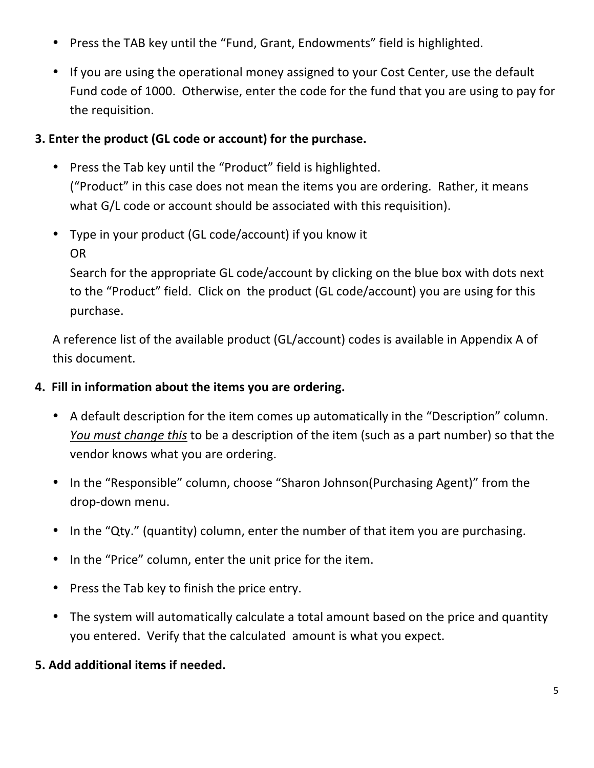- Press the TAB key until the “Fund, Grant, Endowments” field is highlighted.
- If you are using the operational money assigned to your Cost Center, use the default Fund code of 1000. Otherwise, enter the code for the fund that you are using to pay for the requisition.

**3. Enter the product (GL code or account) for the purchase.**

- Press the Tab key until the “Product” field is highlighted.
  (“Product” in this case does not mean the items you are ordering. Rather, it means what G/L code or account should be associated with this requisition).
- Type in your product (GL code/account) if you know it
  OR
  Search for the appropriate GL code/account by clicking on the blue box with dots next to the “Product” field. Click on the product (GL code/account) you are using for this purchase.

A reference list of the available product (GL/account) codes is available in Appendix A of this document.

**4. Fill in information about the items you are ordering.**

- A default description for the item comes up automatically in the “Description” column. <u>*You must change this*</u> to be a description of the item (such as a part number) so that the vendor knows what you are ordering.
- In the “Responsible” column, choose “Sharon Johnson(Purchasing Agent)” from the drop-down menu.
- In the “Qty.” (quantity) column, enter the number of that item you are purchasing.
- In the “Price” column, enter the unit price for the item.
- Press the Tab key to finish the price entry.
- The system will automatically calculate a total amount based on the price and quantity you entered. Verify that the calculated amount is what you expect.

**5. Add additional items if needed.**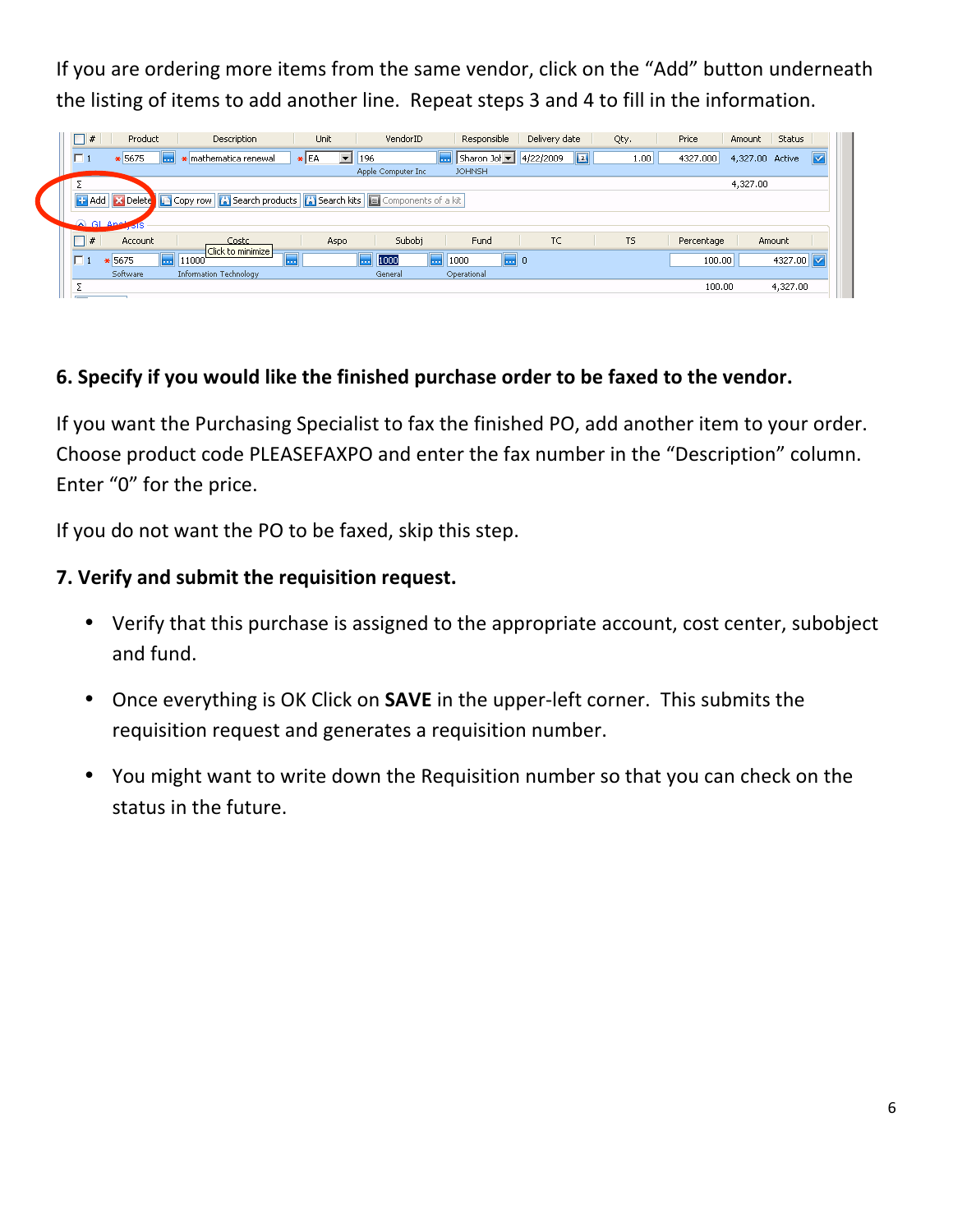If you are ordering more items from the same vendor, click on the “Add” button underneath the listing of items to add another line.  Repeat steps 3 and 4 to fill in the information.

**6. Specify if you would like the finished purchase order to be faxed to the vendor.**

If you want the Purchasing Specialist to fax the finished PO, add another item to your order. Choose product code PLEASEFAXPO and enter the fax number in the “Description” column. Enter “0” for the price.

If you do not want the PO to be faxed, skip this step.

**7. Verify and submit the requisition request.**

- Verify that this purchase is assigned to the appropriate account, cost center, subobject and fund.
- Once everything is OK Click on **SAVE** in the upper-left corner.  This submits the requisition request and generates a requisition number.
- You might want to write down the Requisition number so that you can check on the status in the future.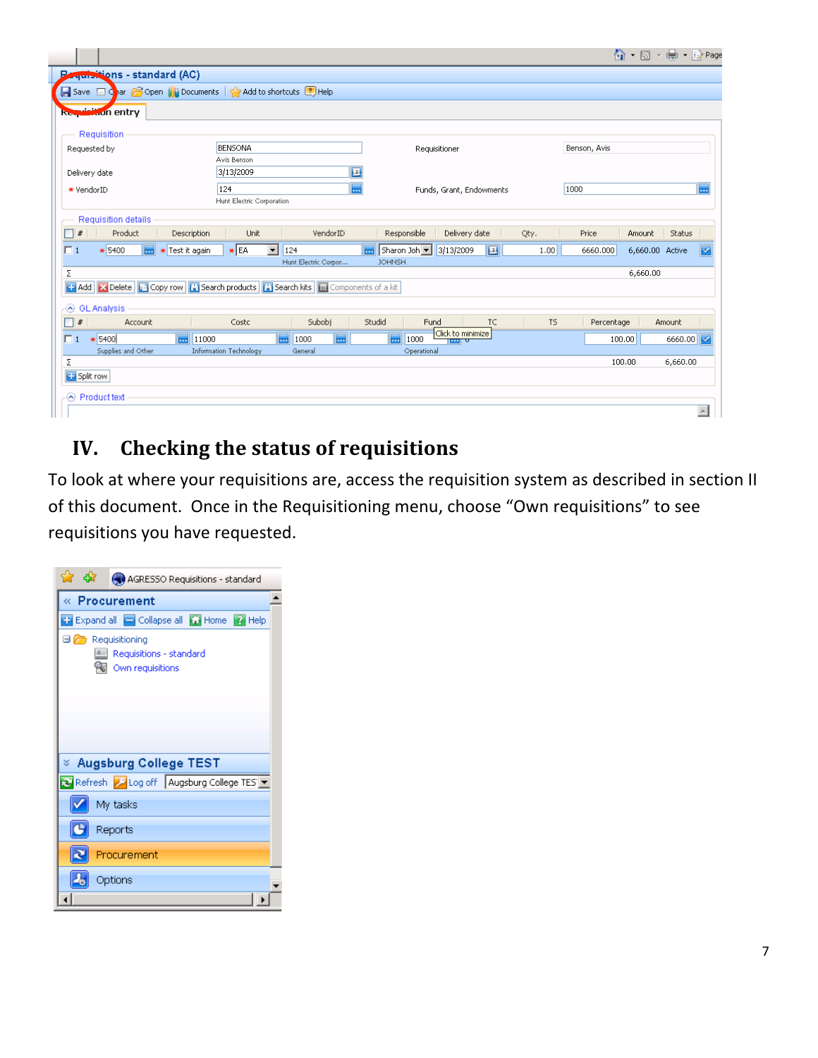## IV. Checking the status of requisitions

To look at where your requisitions are, access the requisition system as described in section II of this document. Once in the Requisitioning menu, choose "Own requisitions" to see requisitions you have requested.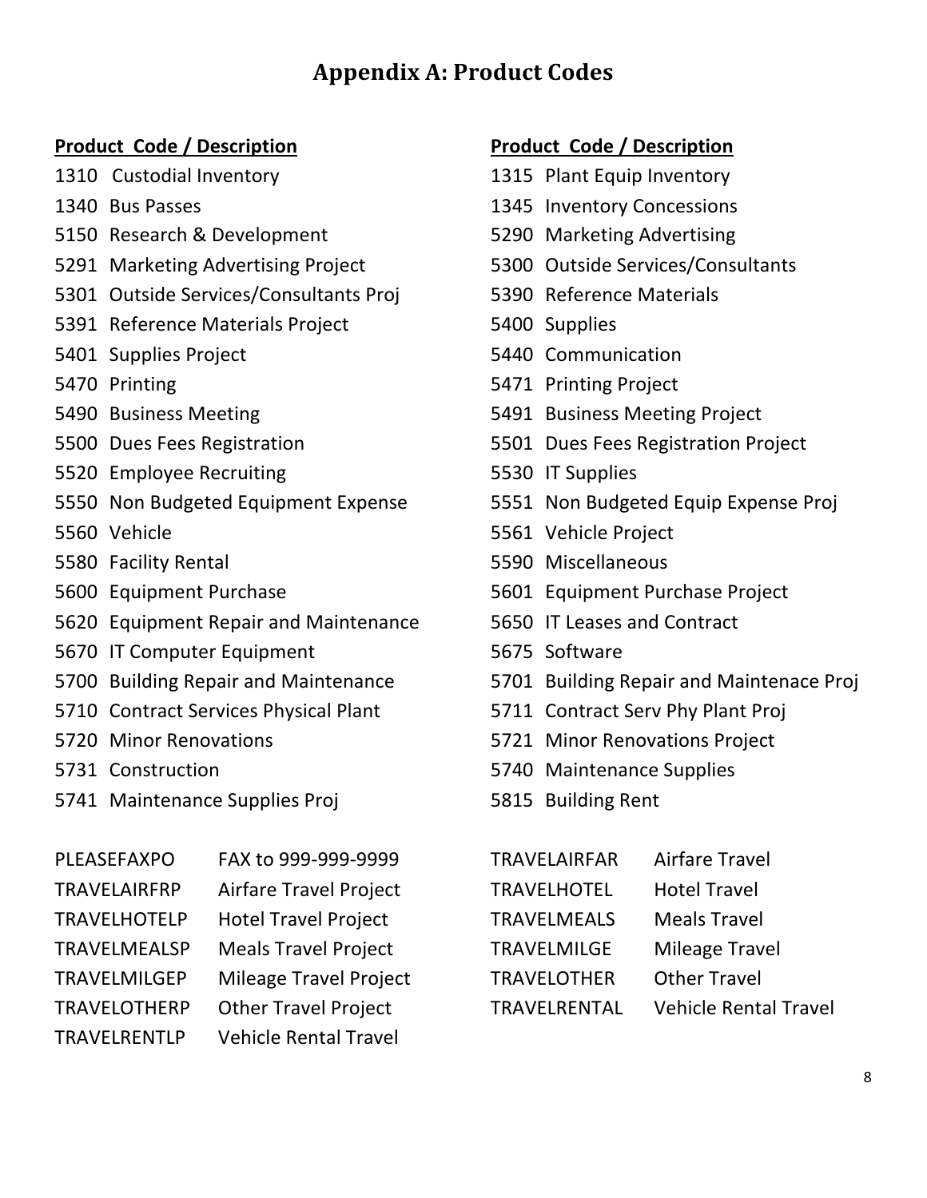# Appendix A: Product Codes

**Product Code / Description**

1310 Custodial Inventory
1315 Plant Equip Inventory
1340 Bus Passes
1345 Inventory Concessions
5150 Research & Development
5290 Marketing Advertising
5291 Marketing Advertising Project
5300 Outside Services/Consultants
5301 Outside Services/Consultants Proj
5390 Reference Materials
5391 Reference Materials Project
5400 Supplies
5401 Supplies Project
5440 Communication
5470 Printing
5471 Printing Project
5490 Business Meeting
5491 Business Meeting Project
5500 Dues Fees Registration
5501 Dues Fees Registration Project
5520 Employee Recruiting
5530 IT Supplies
5550 Non Budgeted Equipment Expense
5551 Non Budgeted Equip Expense Proj
5560 Vehicle
5561 Vehicle Project
5580 Facility Rental
5590 Miscellaneous
5600 Equipment Purchase
5601 Equipment Purchase Project
5620 Equipment Repair and Maintenance
5650 IT Leases and Contract
5670 IT Computer Equipment
5675 Software
5700 Building Repair and Maintenance
5701 Building Repair and Maintenace Proj
5710 Contract Services Physical Plant
5711 Contract Serv Phy Plant Proj
5720 Minor Renovations
5721 Minor Renovations Project
5731 Construction
5740 Maintenance Supplies
5741 Maintenance Supplies Proj
5815 Building Rent

| | |
|---|---|
| PLEASEFAXPO | FAX to 999-999-9999 |
| TRAVELAIRFAR | Airfare Travel |
| TRAVELAIRFRP | Airfare Travel Project |
| TRAVELHOTEL | Hotel Travel |
| TRAVELHOTELP | Hotel Travel Project |
| TRAVELMEALS | Meals Travel |
| TRAVELMEALSP | Meals Travel Project |
| TRAVELMILGE | Mileage Travel |
| TRAVELMILGEP | Mileage Travel Project |
| TRAVELOTHER | Other Travel |
| TRAVELOTHERP | Other Travel Project |
| TRAVELRENTAL | Vehicle Rental Travel |
| TRAVELRENTLP | Vehicle Rental Travel |